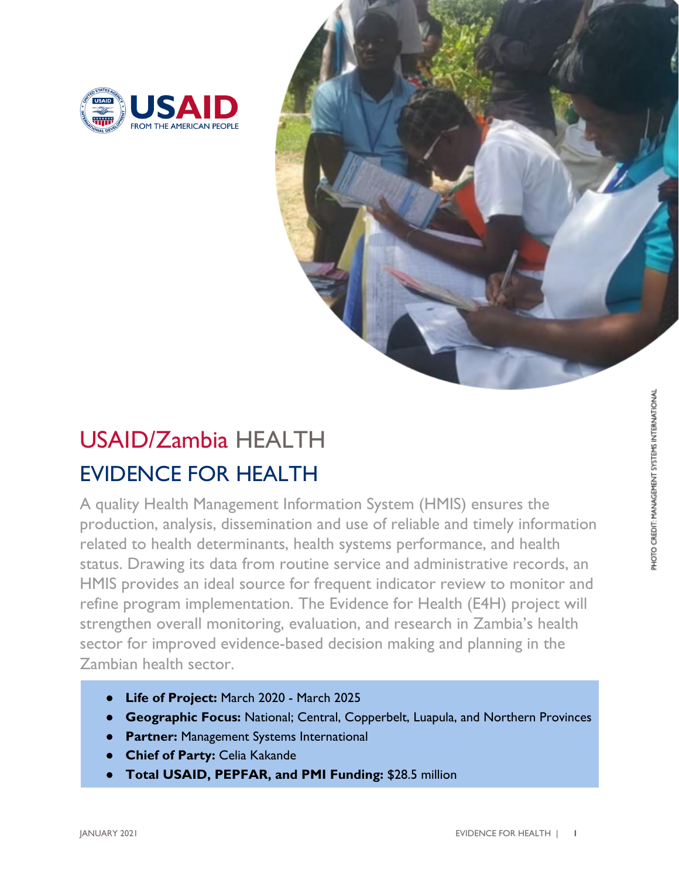USAID FROM THE AMERICAN PEOPLE

PHOTO CREDIT: MANAGEMENT SYSTEMS INTERNATIONAL

# USAID/Zambia HEALTH

## EVIDENCE FOR HEALTH

A quality Health Management Information System (HMIS) ensures the production, analysis, dissemination and use of reliable and timely information related to health determinants, health systems performance, and health status. Drawing its data from routine service and administrative records, an HMIS provides an ideal source for frequent indicator review to monitor and refine program implementation. The Evidence for Health (E4H) project will strengthen overall monitoring, evaluation, and research in Zambia's health sector for improved evidence-based decision making and planning in the Zambian health sector.

- **Life of Project:** March 2020 - March 2025
- **Geographic Focus:** National; Central, Copperbelt, Luapula, and Northern Provinces
- **Partner:** Management Systems International
- **Chief of Party:** Celia Kakande
- **Total USAID, PEPFAR, and PMI Funding:** $28.5 million

JANUARY 2021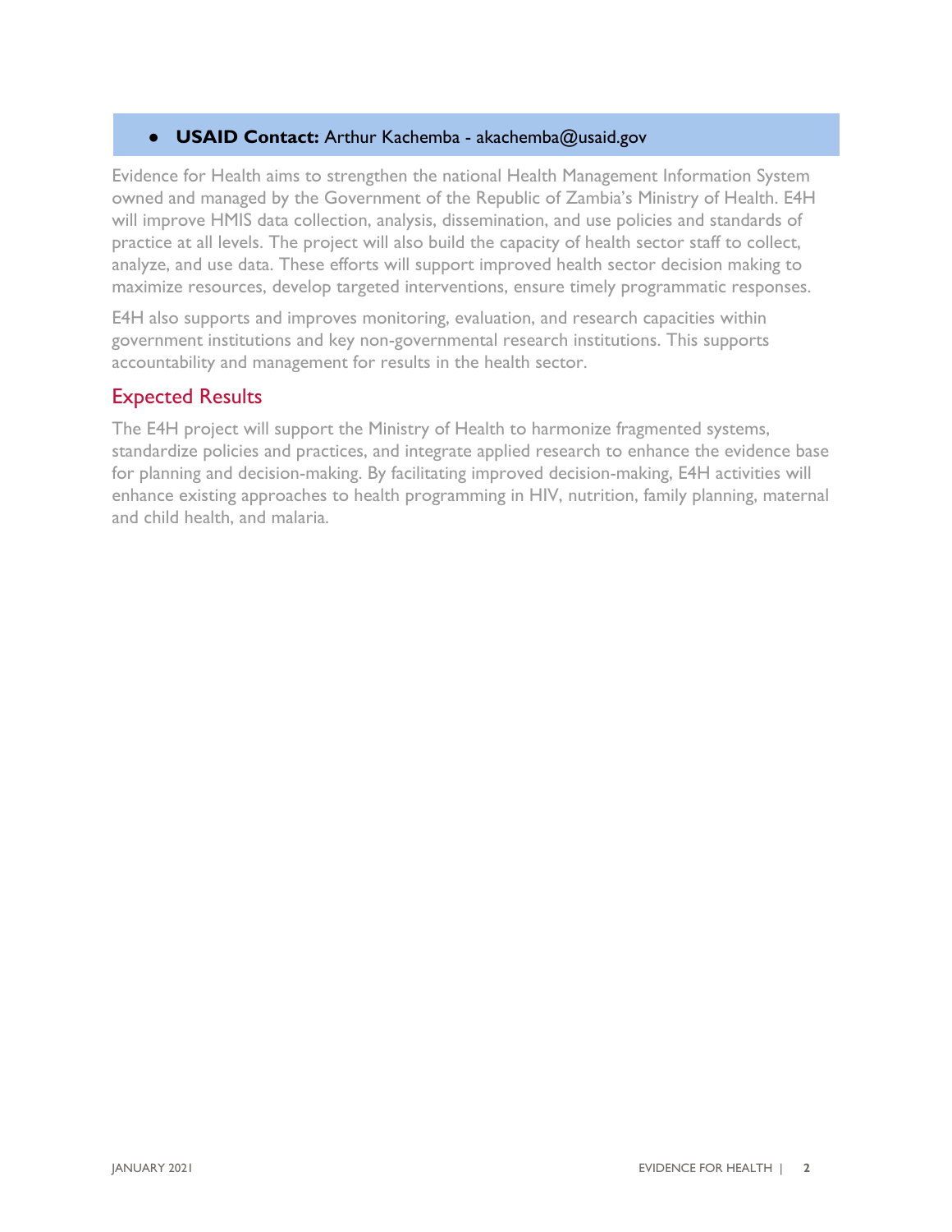- **USAID Contact:** Arthur Kachemba - akachemba@usaid.gov

Evidence for Health aims to strengthen the national Health Management Information System owned and managed by the Government of the Republic of Zambia's Ministry of Health. E4H will improve HMIS data collection, analysis, dissemination, and use policies and standards of practice at all levels. The project will also build the capacity of health sector staff to collect, analyze, and use data. These efforts will support improved health sector decision making to maximize resources, develop targeted interventions, ensure timely programmatic responses.

E4H also supports and improves monitoring, evaluation, and research capacities within government institutions and key non-governmental research institutions. This supports accountability and management for results in the health sector.

## Expected Results

The E4H project will support the Ministry of Health to harmonize fragmented systems, standardize policies and practices, and integrate applied research to enhance the evidence base for planning and decision-making. By facilitating improved decision-making, E4H activities will enhance existing approaches to health programming in HIV, nutrition, family planning, maternal and child health, and malaria.